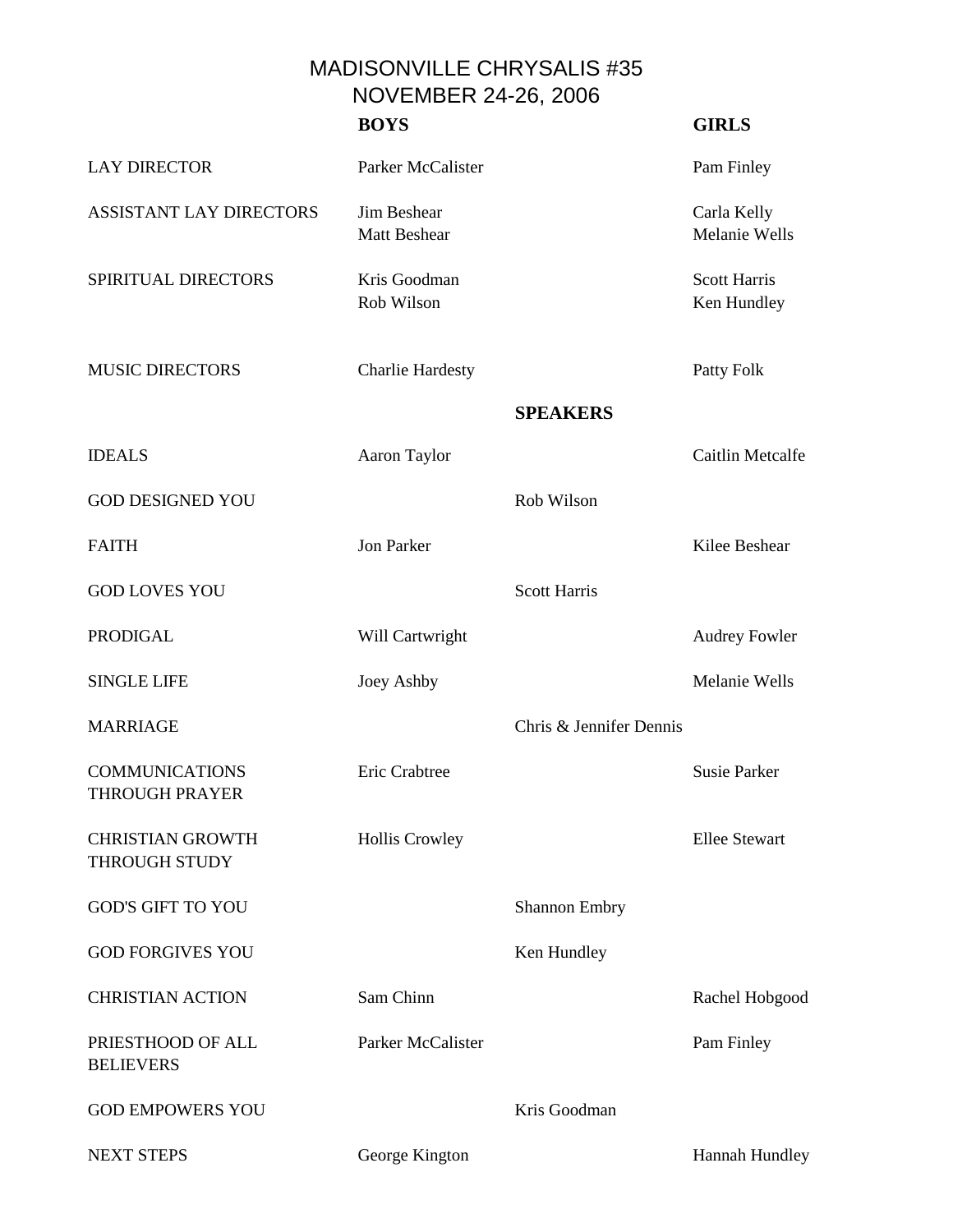# MADISONVILLE CHRYSALIS #35
## NOVEMBER 24-26, 2006

| | BOYS | | GIRLS |
|---|---|---|---|
| LAY DIRECTOR | Parker McCalister | | Pam Finley |
| ASSISTANT LAY DIRECTORS | Jim Beshear<br>Matt Beshear | | Carla Kelly<br>Melanie Wells |
| SPIRITUAL DIRECTORS | Kris Goodman<br>Rob Wilson | | Scott Harris<br>Ken Hundley |
| MUSIC DIRECTORS | Charlie Hardesty | | Patty Folk |
| | | **SPEAKERS** | |
| IDEALS | Aaron Taylor | | Caitlin Metcalfe |
| GOD DESIGNED YOU | | Rob Wilson | |
| FAITH | Jon Parker | | Kilee Beshear |
| GOD LOVES YOU | | Scott Harris | |
| PRODIGAL | Will Cartwright | | Audrey Fowler |
| SINGLE LIFE | Joey Ashby | | Melanie Wells |
| MARRIAGE | | Chris & Jennifer Dennis | |
| COMMUNICATIONS THROUGH PRAYER | Eric Crabtree | | Susie Parker |
| CHRISTIAN GROWTH THROUGH STUDY | Hollis Crowley | | Ellee Stewart |
| GOD'S GIFT TO YOU | | Shannon Embry | |
| GOD FORGIVES YOU | | Ken Hundley | |
| CHRISTIAN ACTION | Sam Chinn | | Rachel Hobgood |
| PRIESTHOOD OF ALL BELIEVERS | Parker McCalister | | Pam Finley |
| GOD EMPOWERS YOU | | Kris Goodman | |
| NEXT STEPS | George Kington | | Hannah Hundley |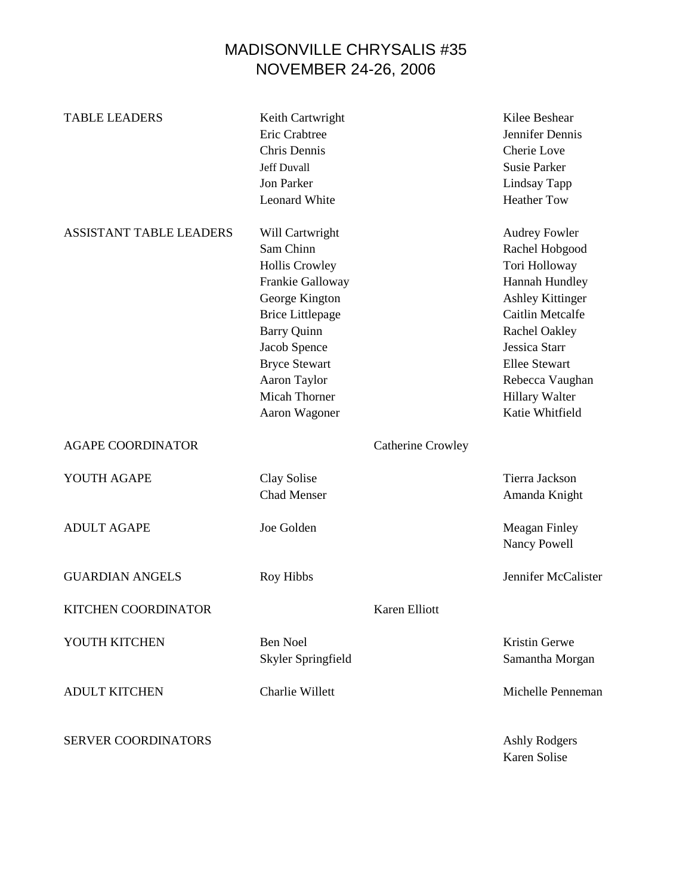# MADISONVILLE CHRYSALIS #35
# NOVEMBER 24-26, 2006

| | | | |
|---|---|---|---|
| TABLE LEADERS | Keith Cartwright | | Kilee Beshear |
| | Eric Crabtree | | Jennifer Dennis |
| | Chris Dennis | | Cherie Love |
| | Jeff Duvall | | Susie Parker |
| | Jon Parker | | Lindsay Tapp |
| | Leonard White | | Heather Tow |
| ASSISTANT TABLE LEADERS | Will Cartwright | | Audrey Fowler |
| | Sam Chinn | | Rachel Hobgood |
| | Hollis Crowley | | Tori Holloway |
| | Frankie Galloway | | Hannah Hundley |
| | George Kington | | Ashley Kittinger |
| | Brice Littlepage | | Caitlin Metcalfe |
| | Barry Quinn | | Rachel Oakley |
| | Jacob Spence | | Jessica Starr |
| | Bryce Stewart | | Ellee Stewart |
| | Aaron Taylor | | Rebecca Vaughan |
| | Micah Thorner | | Hillary Walter |
| | Aaron Wagoner | | Katie Whitfield |
| AGAPE COORDINATOR | | Catherine Crowley | |
| YOUTH AGAPE | Clay Solise | | Tierra Jackson |
| | Chad Menser | | Amanda Knight |
| ADULT AGAPE | Joe Golden | | Meagan Finley |
| | | | Nancy Powell |
| GUARDIAN ANGELS | Roy Hibbs | | Jennifer McCalister |
| KITCHEN COORDINATOR | | Karen Elliott | |
| YOUTH KITCHEN | Ben Noel | | Kristin Gerwe |
| | Skyler Springfield | | Samantha Morgan |
| ADULT KITCHEN | Charlie Willett | | Michelle Penneman |
| SERVER COORDINATORS | | | Ashly Rodgers |
| | | | Karen Solise |